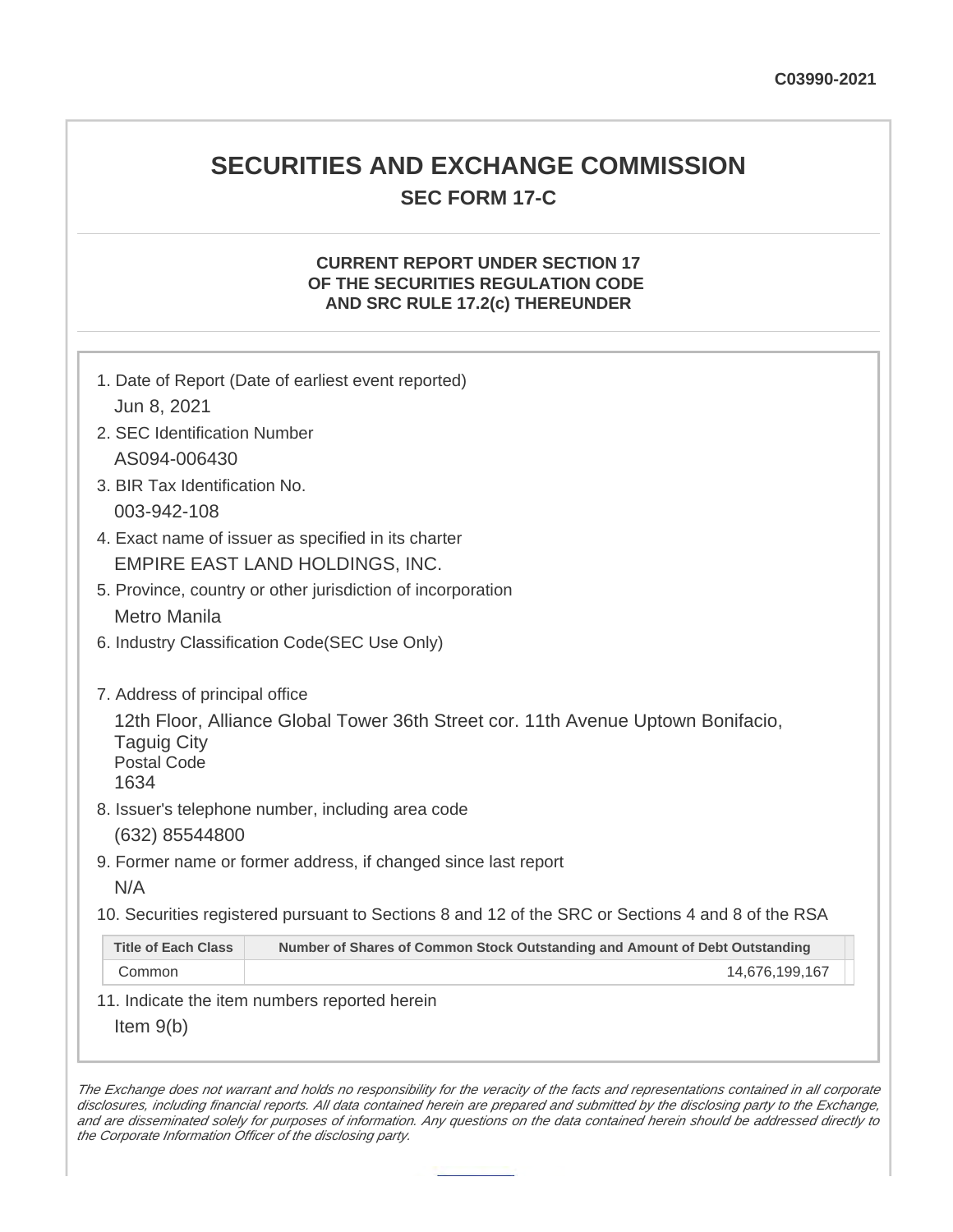C03990-2021

# SECURITIES AND EXCHANGE COMMISSION

## SEC FORM 17-C

### CURRENT REPORT UNDER SECTION 17 OF THE SECURITIES REGULATION CODE AND SRC RULE 17.2(c) THEREUNDER

1. Date of Report (Date of earliest event reported)

   Jun 8, 2021

2. SEC Identification Number

   AS094-006430

3. BIR Tax Identification No.

   003-942-108

4. Exact name of issuer as specified in its charter

   EMPIRE EAST LAND HOLDINGS, INC.

5. Province, country or other jurisdiction of incorporation

   Metro Manila

6. Industry Classification Code(SEC Use Only)

7. Address of principal office

   12th Floor, Alliance Global Tower 36th Street cor. 11th Avenue Uptown Bonifacio, Taguig City
   Postal Code
   1634

8. Issuer's telephone number, including area code

   (632) 85544800

9. Former name or former address, if changed since last report

   N/A

10. Securities registered pursuant to Sections 8 and 12 of the SRC or Sections 4 and 8 of the RSA

| Title of Each Class | Number of Shares of Common Stock Outstanding and Amount of Debt Outstanding |
|---|---|
| Common | 14,676,199,167 |

11. Indicate the item numbers reported herein

    Item 9(b)

*The Exchange does not warrant and holds no responsibility for the veracity of the facts and representations contained in all corporate disclosures, including financial reports. All data contained herein are prepared and submitted by the disclosing party to the Exchange, and are disseminated solely for purposes of information. Any questions on the data contained herein should be addressed directly to the Corporate Information Officer of the disclosing party.*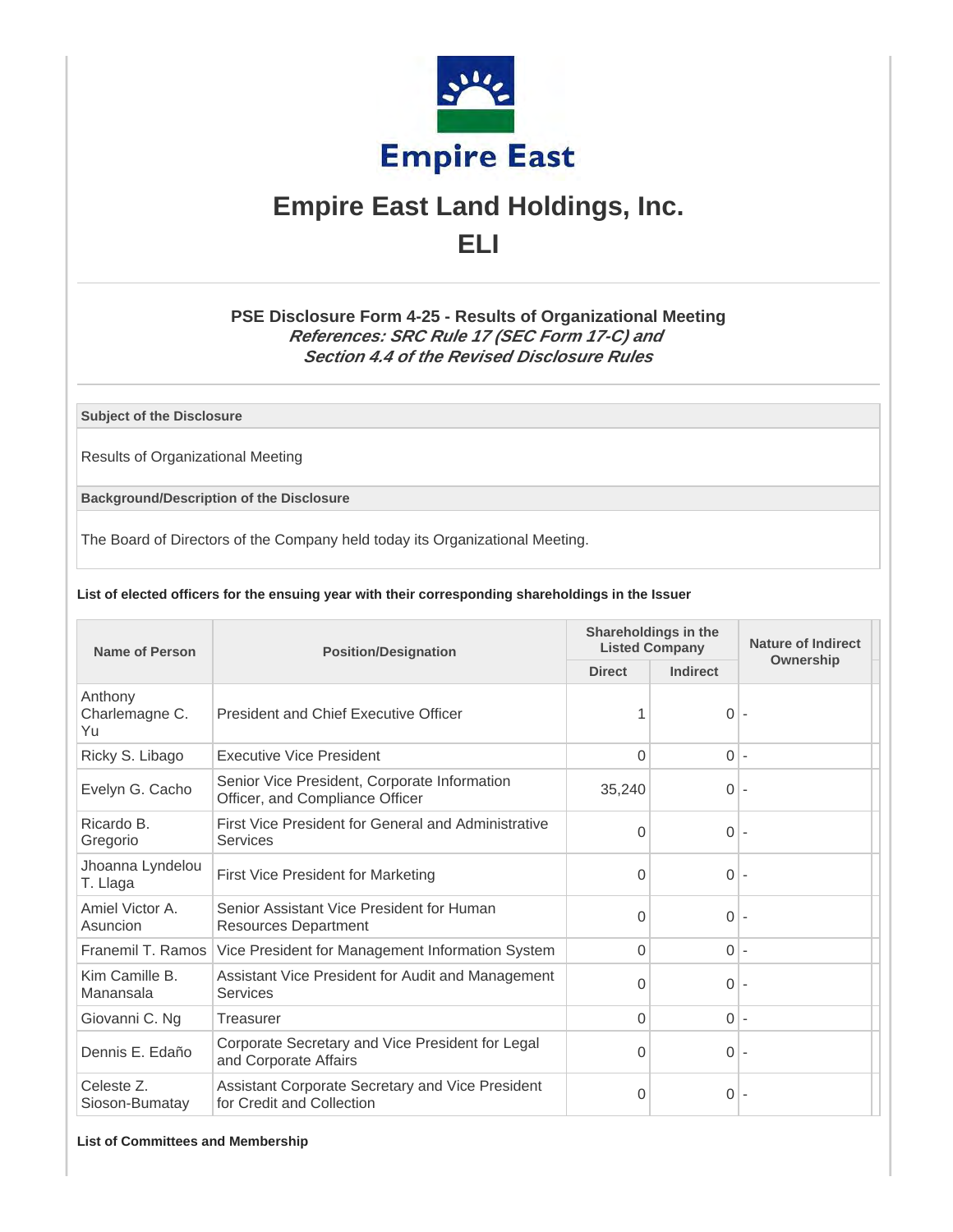# Empire East Land Holdings, Inc.

## ELI

### PSE Disclosure Form 4-25 - Results of Organizational Meeting

***References: SRC Rule 17 (SEC Form 17-C) and Section 4.4 of the Revised Disclosure Rules***

**Subject of the Disclosure**

Results of Organizational Meeting

**Background/Description of the Disclosure**

The Board of Directors of the Company held today its Organizational Meeting.

**List of elected officers for the ensuing year with their corresponding shareholdings in the Issuer**

| Name of Person | Position/Designation | Shareholdings in the Listed Company | | Nature of Indirect Ownership |
|---|---|---|---|---|
| | | Direct | Indirect | |
| Anthony Charlemagne C. Yu | President and Chief Executive Officer | 1 | 0 | - |
| Ricky S. Libago | Executive Vice President | 0 | 0 | - |
| Evelyn G. Cacho | Senior Vice President, Corporate Information Officer, and Compliance Officer | 35,240 | 0 | - |
| Ricardo B. Gregorio | First Vice President for General and Administrative Services | 0 | 0 | - |
| Jhoanna Lyndelou T. Llaga | First Vice President for Marketing | 0 | 0 | - |
| Amiel Victor A. Asuncion | Senior Assistant Vice President for Human Resources Department | 0 | 0 | - |
| Franemil T. Ramos | Vice President for Management Information System | 0 | 0 | - |
| Kim Camille B. Manansala | Assistant Vice President for Audit and Management Services | 0 | 0 | - |
| Giovanni C. Ng | Treasurer | 0 | 0 | - |
| Dennis E. Edaño | Corporate Secretary and Vice President for Legal and Corporate Affairs | 0 | 0 | - |
| Celeste Z. Sioson-Bumatay | Assistant Corporate Secretary and Vice President for Credit and Collection | 0 | 0 | - |

**List of Committees and Membership**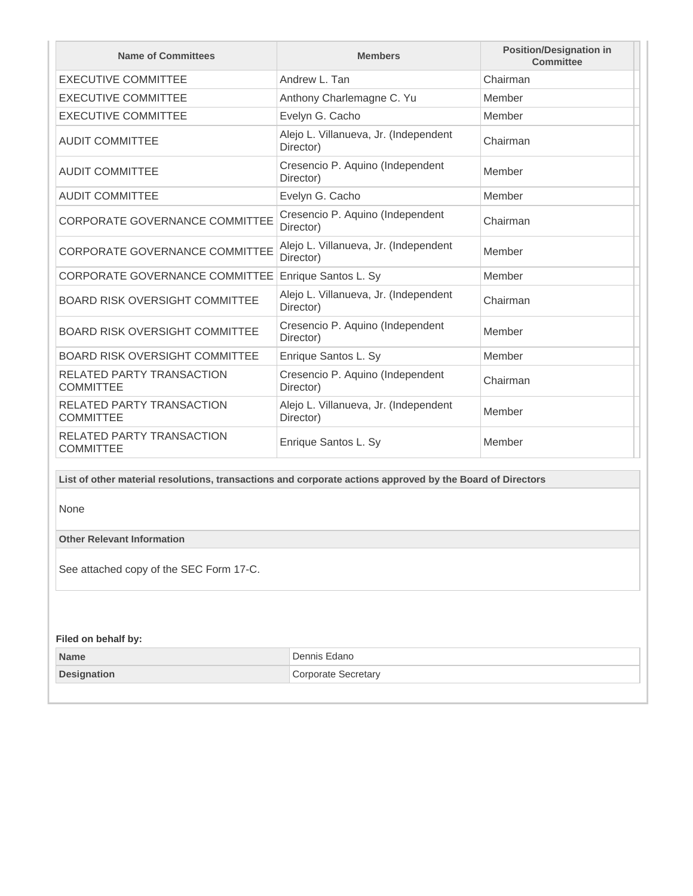| Name of Committees | Members | Position/Designation in Committee |
| --- | --- | --- |
| EXECUTIVE COMMITTEE | Andrew L. Tan | Chairman |
| EXECUTIVE COMMITTEE | Anthony Charlemagne C. Yu | Member |
| EXECUTIVE COMMITTEE | Evelyn G. Cacho | Member |
| AUDIT COMMITTEE | Alejo L. Villanueva, Jr. (Independent Director) | Chairman |
| AUDIT COMMITTEE | Cresencio P. Aquino (Independent Director) | Member |
| AUDIT COMMITTEE | Evelyn G. Cacho | Member |
| CORPORATE GOVERNANCE COMMITTEE | Cresencio P. Aquino (Independent Director) | Chairman |
| CORPORATE GOVERNANCE COMMITTEE | Alejo L. Villanueva, Jr. (Independent Director) | Member |
| CORPORATE GOVERNANCE COMMITTEE | Enrique Santos L. Sy | Member |
| BOARD RISK OVERSIGHT COMMITTEE | Alejo L. Villanueva, Jr. (Independent Director) | Chairman |
| BOARD RISK OVERSIGHT COMMITTEE | Cresencio P. Aquino (Independent Director) | Member |
| BOARD RISK OVERSIGHT COMMITTEE | Enrique Santos L. Sy | Member |
| RELATED PARTY TRANSACTION COMMITTEE | Cresencio P. Aquino (Independent Director) | Chairman |
| RELATED PARTY TRANSACTION COMMITTEE | Alejo L. Villanueva, Jr. (Independent Director) | Member |
| RELATED PARTY TRANSACTION COMMITTEE | Enrique Santos L. Sy | Member |

**List of other material resolutions, transactions and corporate actions approved by the Board of Directors**

None

**Other Relevant Information**

See attached copy of the SEC Form 17-C.

**Filed on behalf by:**

| Name | Dennis Edano |
| --- | --- |
| Designation | Corporate Secretary |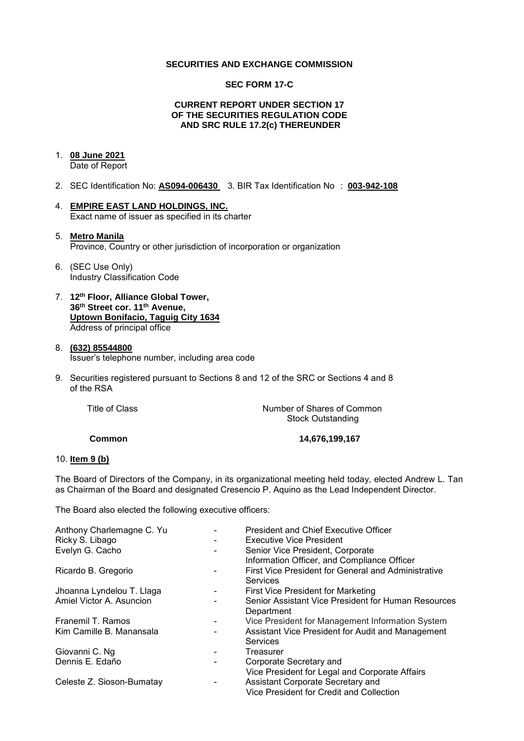**SECURITIES AND EXCHANGE COMMISSION**

**SEC FORM 17-C**

**CURRENT REPORT UNDER SECTION 17 OF THE SECURITIES REGULATION CODE AND SRC RULE 17.2(c) THEREUNDER**

1. **08 June 2021**
   Date of Report

2. SEC Identification No: **AS094-006430** 3. BIR Tax Identification No : **003-942-108**

4. **EMPIRE EAST LAND HOLDINGS, INC.**
   Exact name of issuer as specified in its charter

5. **Metro Manila**
   Province, Country or other jurisdiction of incorporation or organization

6. (SEC Use Only)
   Industry Classification Code

7. **12th Floor, Alliance Global Tower, 36th Street cor. 11th Avenue, Uptown Bonifacio, Taguig City 1634**
   Address of principal office

8. **(632) 85544800**
   Issuer's telephone number, including area code

9. Securities registered pursuant to Sections 8 and 12 of the SRC or Sections 4 and 8 of the RSA

| Title of Class | Number of Shares of Common Stock Outstanding |
|---|---|
| **Common** | **14,676,199,167** |

10. **Item 9 (b)**

The Board of Directors of the Company, in its organizational meeting held today, elected Andrew L. Tan as Chairman of the Board and designated Cresencio P. Aquino as the Lead Independent Director.

The Board also elected the following executive officers:

| | | |
|---|---|---|
| Anthony Charlemagne C. Yu | - | President and Chief Executive Officer |
| Ricky S. Libago | - | Executive Vice President |
| Evelyn G. Cacho | - | Senior Vice President, Corporate Information Officer, and Compliance Officer |
| Ricardo B. Gregorio | - | First Vice President for General and Administrative Services |
| Jhoanna Lyndelou T. Llaga | - | First Vice President for Marketing |
| Amiel Victor A. Asuncion | - | Senior Assistant Vice President for Human Resources Department |
| Franemil T. Ramos | - | Vice President for Management Information System |
| Kim Camille B. Manansala | - | Assistant Vice President for Audit and Management Services |
| Giovanni C. Ng | - | Treasurer |
| Dennis E. Edaño | - | Corporate Secretary and Vice President for Legal and Corporate Affairs |
| Celeste Z. Sioson-Bumatay | - | Assistant Corporate Secretary and Vice President for Credit and Collection |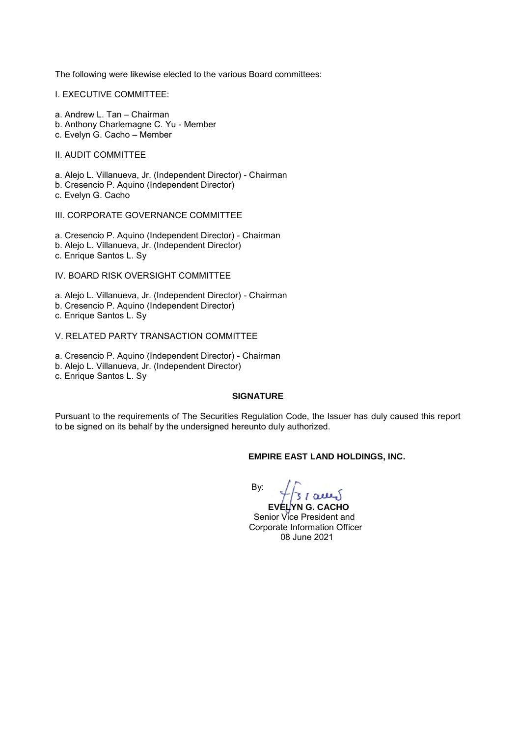The following were likewise elected to the various Board committees:

I. EXECUTIVE COMMITTEE:

a. Andrew L. Tan – Chairman
b. Anthony Charlemagne C. Yu - Member
c. Evelyn G. Cacho – Member

II. AUDIT COMMITTEE

a. Alejo L. Villanueva, Jr. (Independent Director) - Chairman
b. Cresencio P. Aquino (Independent Director)
c. Evelyn G. Cacho

III. CORPORATE GOVERNANCE COMMITTEE

a. Cresencio P. Aquino (Independent Director) - Chairman
b. Alejo L. Villanueva, Jr. (Independent Director)
c. Enrique Santos L. Sy

IV. BOARD RISK OVERSIGHT COMMITTEE

a. Alejo L. Villanueva, Jr. (Independent Director) - Chairman
b. Cresencio P. Aquino (Independent Director)
c. Enrique Santos L. Sy

V. RELATED PARTY TRANSACTION COMMITTEE

a. Cresencio P. Aquino (Independent Director) - Chairman
b. Alejo L. Villanueva, Jr. (Independent Director)
c. Enrique Santos L. Sy

**SIGNATURE**

Pursuant to the requirements of The Securities Regulation Code, the Issuer has duly caused this report to be signed on its behalf by the undersigned hereunto duly authorized.

**EMPIRE EAST LAND HOLDINGS, INC.**

By:

**EVELYN G. CACHO**
Senior Vice President and
Corporate Information Officer
08 June 2021